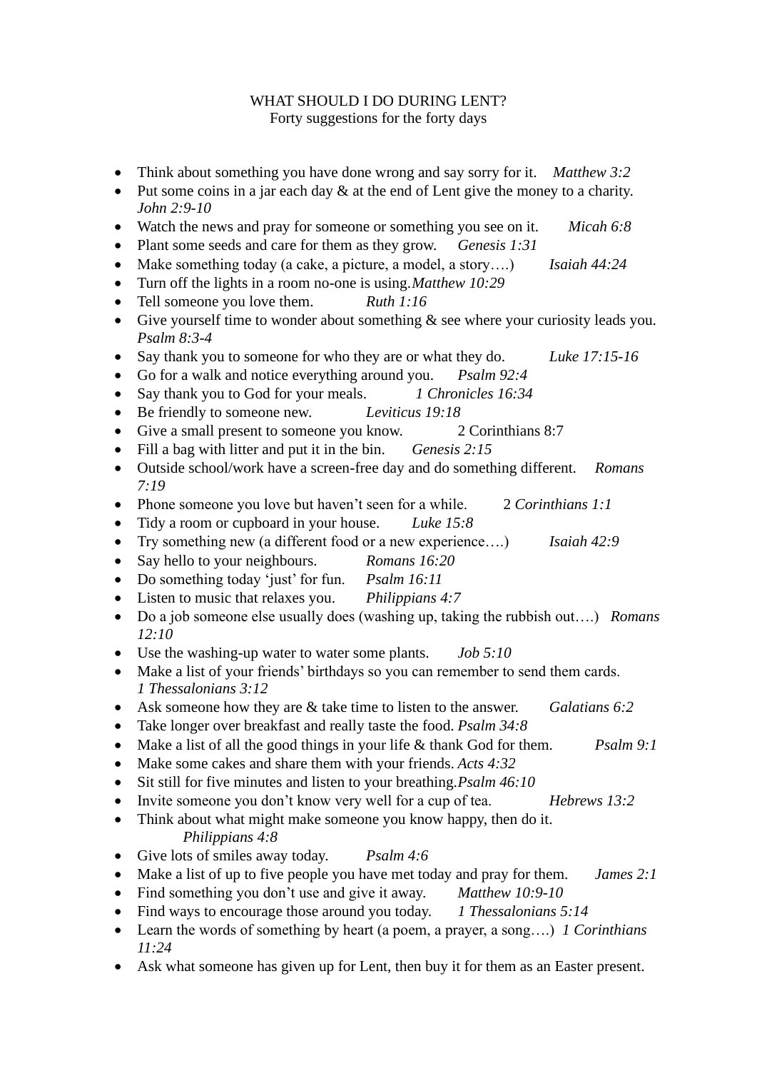WHAT SHOULD I DO DURING LENT?
Forty suggestions for the forty days

- Think about something you have done wrong and say sorry for it. *Matthew 3:2*
- Put some coins in a jar each day & at the end of Lent give the money to a charity. *John 2:9-10*
- Watch the news and pray for someone or something you see on it. *Micah 6:8*
- Plant some seeds and care for them as they grow. *Genesis 1:31*
- Make something today (a cake, a picture, a model, a story….) *Isaiah 44:24*
- Turn off the lights in a room no-one is using.*Matthew 10:29*
- Tell someone you love them. *Ruth 1:16*
- Give yourself time to wonder about something & see where your curiosity leads you. *Psalm 8:3-4*
- Say thank you to someone for who they are or what they do. *Luke 17:15-16*
- Go for a walk and notice everything around you. *Psalm 92:4*
- Say thank you to God for your meals. *1 Chronicles 16:34*
- Be friendly to someone new. *Leviticus 19:18*
- Give a small present to someone you know. 2 Corinthians 8:7
- Fill a bag with litter and put it in the bin. *Genesis 2:15*
- Outside school/work have a screen-free day and do something different. *Romans 7:19*
- Phone someone you love but haven't seen for a while. 2 *Corinthians 1:1*
- Tidy a room or cupboard in your house. *Luke 15:8*
- Try something new (a different food or a new experience….) *Isaiah 42:9*
- Say hello to your neighbours. *Romans 16:20*
- Do something today 'just' for fun. *Psalm 16:11*
- Listen to music that relaxes you. *Philippians 4:7*
- Do a job someone else usually does (washing up, taking the rubbish out….) *Romans 12:10*
- Use the washing-up water to water some plants. *Job 5:10*
- Make a list of your friends' birthdays so you can remember to send them cards. *1 Thessalonians 3:12*
- Ask someone how they are & take time to listen to the answer. *Galatians 6:2*
- Take longer over breakfast and really taste the food. *Psalm 34:8*
- Make a list of all the good things in your life & thank God for them. *Psalm 9:1*
- Make some cakes and share them with your friends. *Acts 4:32*
- Sit still for five minutes and listen to your breathing.*Psalm 46:10*
- Invite someone you don't know very well for a cup of tea. *Hebrews 13:2*
- Think about what might make someone you know happy, then do it. *Philippians 4:8*
- Give lots of smiles away today. *Psalm 4:6*
- Make a list of up to five people you have met today and pray for them. *James 2:1*
- Find something you don't use and give it away. *Matthew 10:9-10*
- Find ways to encourage those around you today. *1 Thessalonians 5:14*
- Learn the words of something by heart (a poem, a prayer, a song….) *1 Corinthians 11:24*
- Ask what someone has given up for Lent, then buy it for them as an Easter present.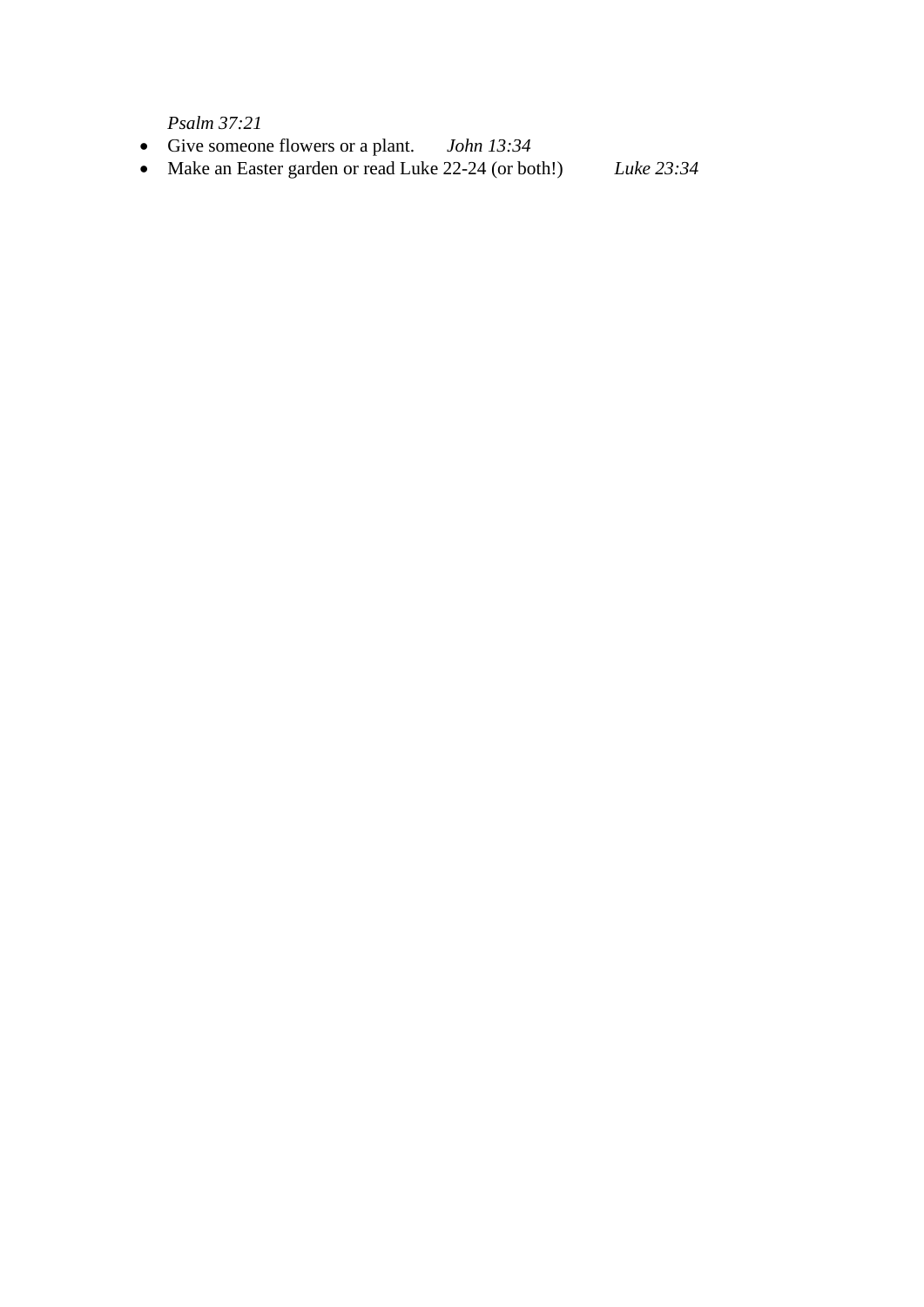*Psalm 37:21*

- Give someone flowers or a plant. *John 13:34*
- Make an Easter garden or read Luke 22-24 (or both!) *Luke 23:34*